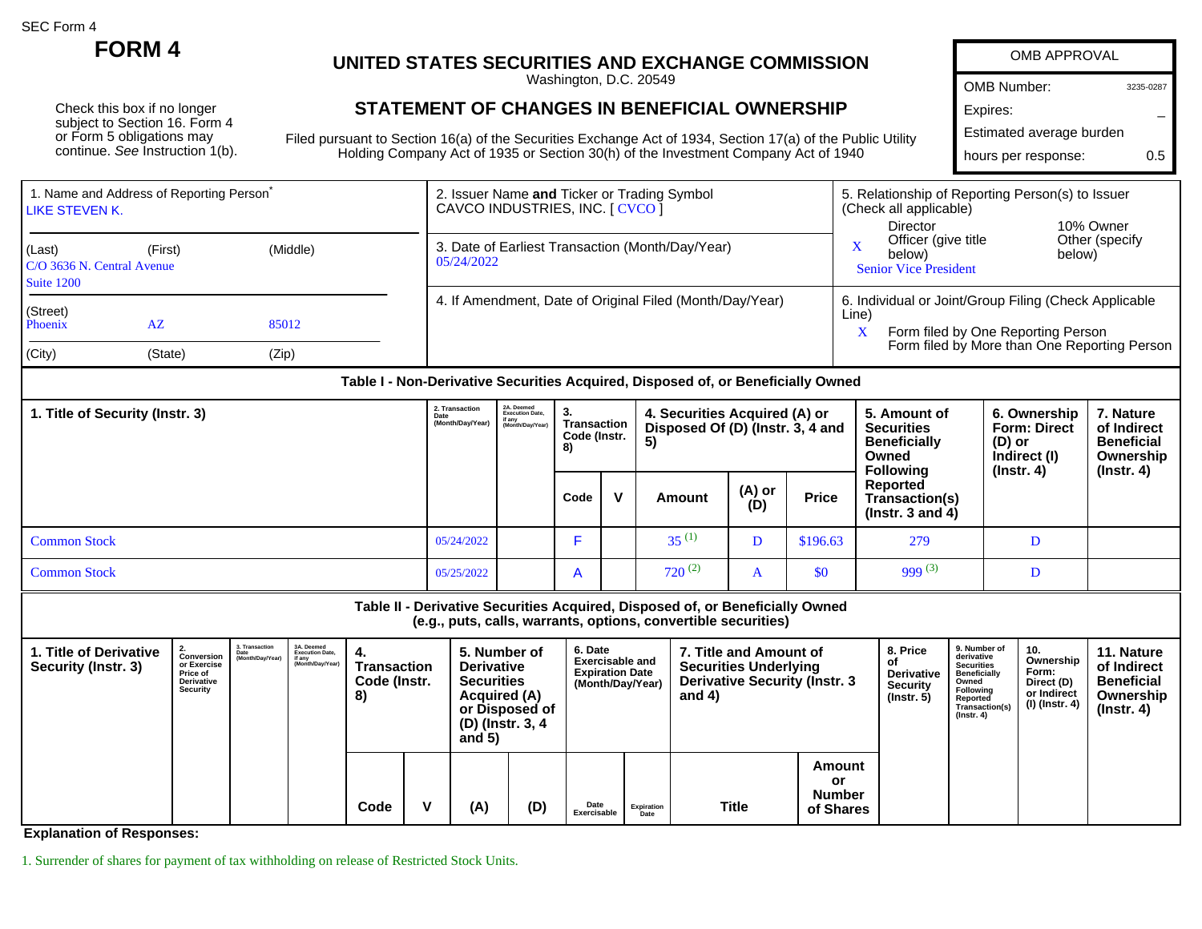SEC Form 4

# FORM 4

## UNITED STATES SECURITIES AND EXCHANGE COMMISSION

Washington, D.C. 20549

## STATEMENT OF CHANGES IN BENEFICIAL OWNERSHIP

Filed pursuant to Section 16(a) of the Securities Exchange Act of 1934, Section 17(a) of the Public Utility Holding Company Act of 1935 or Section 30(h) of the Investment Company Act of 1940

Check this box if no longer subject to Section 16. Form 4 or Form 5 obligations may continue. *See* Instruction 1(b).

| OMB APPROVAL | |
|---|---|
| OMB Number: | 3235-0287 |
| Expires: | – |
| Estimated average burden hours per response: | 0.5 |

| 1. Name and Address of Reporting Person* | 2. Issuer Name **and** Ticker or Trading Symbol | 5. Relationship of Reporting Person(s) to Issuer (Check all applicable) |
|---|---|---|
| LIKE STEVEN K. | CAVCO INDUSTRIES, INC. [ CVCO ] | Director; 10% Owner |
| (Last) (First) (Middle) C/O 3636 N. Central Avenue Suite 1200 | 3. Date of Earliest Transaction (Month/Day/Year) 05/24/2022 | X Officer (give title below); Other (specify below) Senior Vice President |
| (Street) Phoenix AZ 85012 (City) (State) (Zip) | 4. If Amendment, Date of Original Filed (Month/Day/Year) | 6. Individual or Joint/Group Filing (Check Applicable Line) X Form filed by One Reporting Person; Form filed by More than One Reporting Person |

### Table I - Non-Derivative Securities Acquired, Disposed of, or Beneficially Owned

| 1. Title of Security (Instr. 3) | 2. Transaction Date (Month/Day/Year) | 2A. Deemed Execution Date, if any (Month/Day/Year) | 3. Transaction Code (Instr. 8) | | 4. Securities Acquired (A) or Disposed Of (D) (Instr. 3, 4 and 5) | | | 5. Amount of Securities Beneficially Owned Following Reported Transaction(s) (Instr. 3 and 4) | 6. Ownership Form: Direct (D) or Indirect (I) (Instr. 4) | 7. Nature of Indirect Beneficial Ownership (Instr. 4) |
|---|---|---|---|---|---|---|---|---|---|---|
| | | | Code | V | Amount | (A) or (D) | Price | | | |
| Common Stock | 05/24/2022 | | F | | 35 [(1)] | D | $196.63 | 279 | D | |
| Common Stock | 05/25/2022 | | A | | 720 [(2)] | A | $0 | 999 [(3)] | D | |

### Table II - Derivative Securities Acquired, Disposed of, or Beneficially Owned (e.g., puts, calls, warrants, options, convertible securities)

| 1. Title of Derivative Security (Instr. 3) | 2. Conversion or Exercise Price of Derivative Security | 3. Transaction Date (Month/Day/Year) | 3A. Deemed Execution Date, if any (Month/Day/Year) | 4. Transaction Code (Instr. 8) | | 5. Number of Derivative Securities Acquired (A) or Disposed of (D) (Instr. 3, 4 and 5) | | 6. Date Exercisable and Expiration Date (Month/Day/Year) | | 7. Title and Amount of Securities Underlying Derivative Security (Instr. 3 and 4) | | 8. Price of Derivative Security (Instr. 5) | 9. Number of derivative Securities Beneficially Owned Following Reported Transaction(s) (Instr. 4) | 10. Ownership Form: Direct (D) or Indirect (I) (Instr. 4) | 11. Nature of Indirect Beneficial Ownership (Instr. 4) |
|---|---|---|---|---|---|---|---|---|---|---|---|---|---|---|---|
| | | | | Code | V | (A) | (D) | Date Exercisable | Expiration Date | Title | Amount or Number of Shares | | | | |

**Explanation of Responses:**

1. Surrender of shares for payment of tax withholding on release of Restricted Stock Units.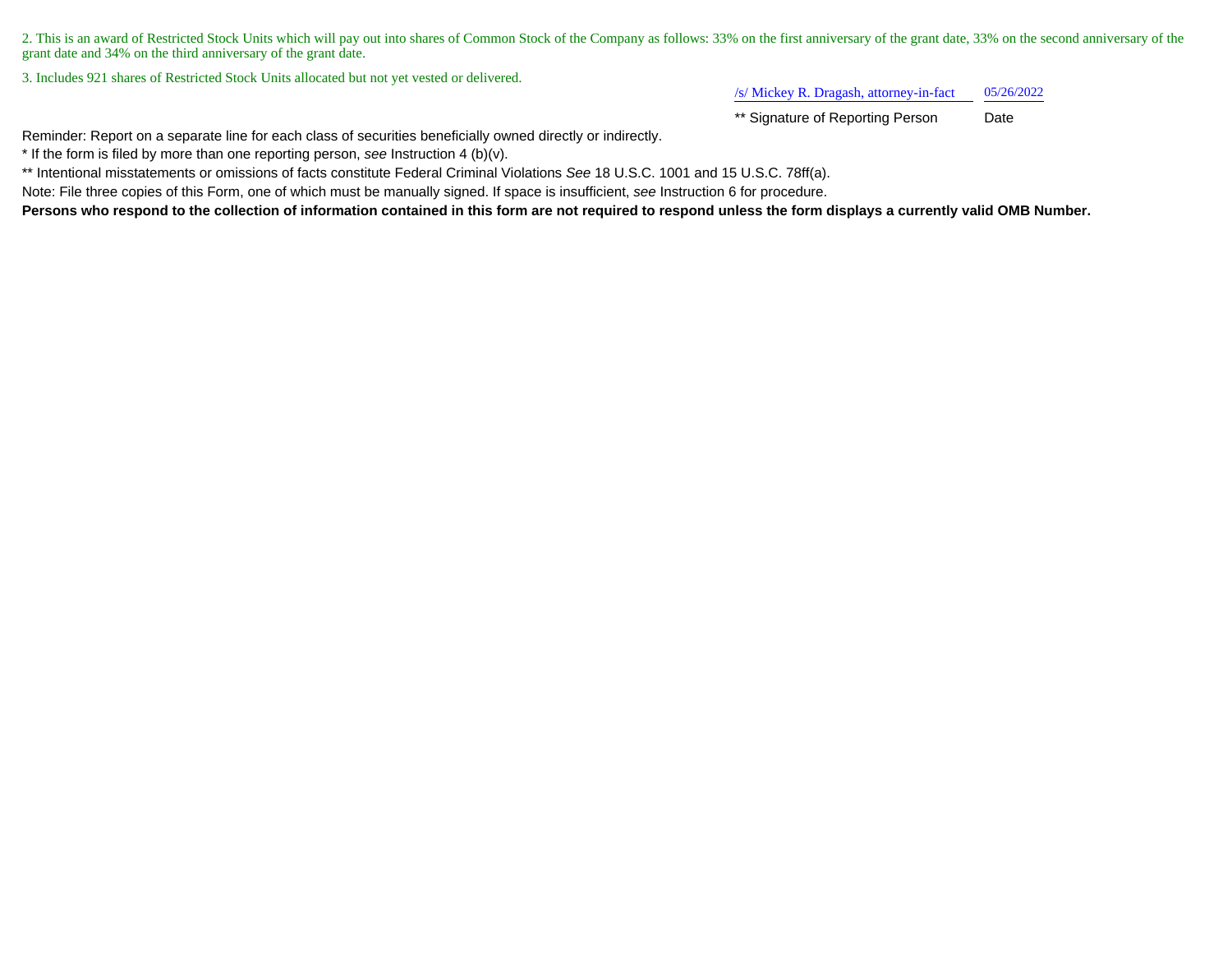2. This is an award of Restricted Stock Units which will pay out into shares of Common Stock of the Company as follows: 33% on the first anniversary of the grant date, 33% on the second anniversary of the grant date and 34% on the third anniversary of the grant date.

3. Includes 921 shares of Restricted Stock Units allocated but not yet vested or delivered.

| | |
|---|---|
| /s/ Mickey R. Dragash, attorney-in-fact | 05/26/2022 |
| ** Signature of Reporting Person | Date |

Reminder: Report on a separate line for each class of securities beneficially owned directly or indirectly.

* If the form is filed by more than one reporting person, *see* Instruction 4 (b)(v).

** Intentional misstatements or omissions of facts constitute Federal Criminal Violations *See* 18 U.S.C. 1001 and 15 U.S.C. 78ff(a).

Note: File three copies of this Form, one of which must be manually signed. If space is insufficient, *see* Instruction 6 for procedure.

**Persons who respond to the collection of information contained in this form are not required to respond unless the form displays a currently valid OMB Number.**